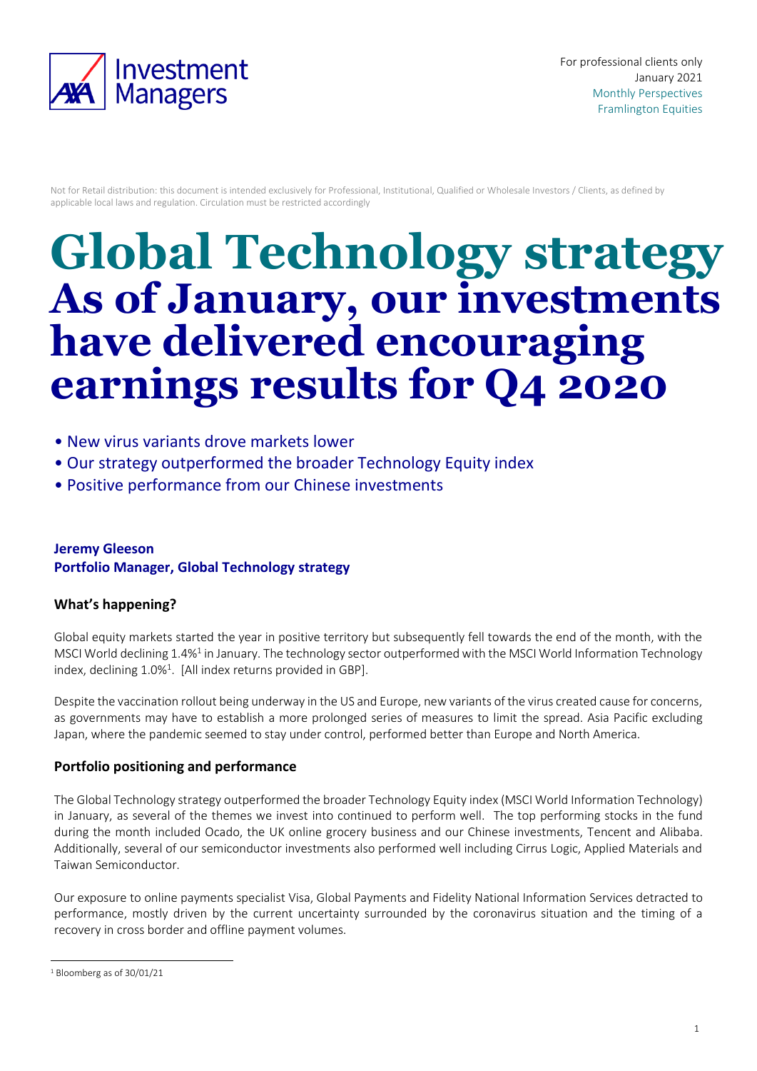For professional clients only
January 2021
Monthly Perspectives
Framlington Equities

Not for Retail distribution: this document is intended exclusively for Professional, Institutional, Qualified or Wholesale Investors / Clients, as defined by applicable local laws and regulation. Circulation must be restricted accordingly

# Global Technology strategy
# As of January, our investments have delivered encouraging earnings results for Q4 2020

- New virus variants drove markets lower
- Our strategy outperformed the broader Technology Equity index
- Positive performance from our Chinese investments

**Jeremy Gleeson**
**Portfolio Manager, Global Technology strategy**

### What's happening?

Global equity markets started the year in positive territory but subsequently fell towards the end of the month, with the MSCI World declining 1.4%[1] in January. The technology sector outperformed with the MSCI World Information Technology index, declining 1.0%[1]. [All index returns provided in GBP].

Despite the vaccination rollout being underway in the US and Europe, new variants of the virus created cause for concerns, as governments may have to establish a more prolonged series of measures to limit the spread. Asia Pacific excluding Japan, where the pandemic seemed to stay under control, performed better than Europe and North America.

### Portfolio positioning and performance

The Global Technology strategy outperformed the broader Technology Equity index (MSCI World Information Technology) in January, as several of the themes we invest into continued to perform well. The top performing stocks in the fund during the month included Ocado, the UK online grocery business and our Chinese investments, Tencent and Alibaba. Additionally, several of our semiconductor investments also performed well including Cirrus Logic, Applied Materials and Taiwan Semiconductor.

Our exposure to online payments specialist Visa, Global Payments and Fidelity National Information Services detracted to performance, mostly driven by the current uncertainty surrounded by the coronavirus situation and the timing of a recovery in cross border and offline payment volumes.

[1] Bloomberg as of 30/01/21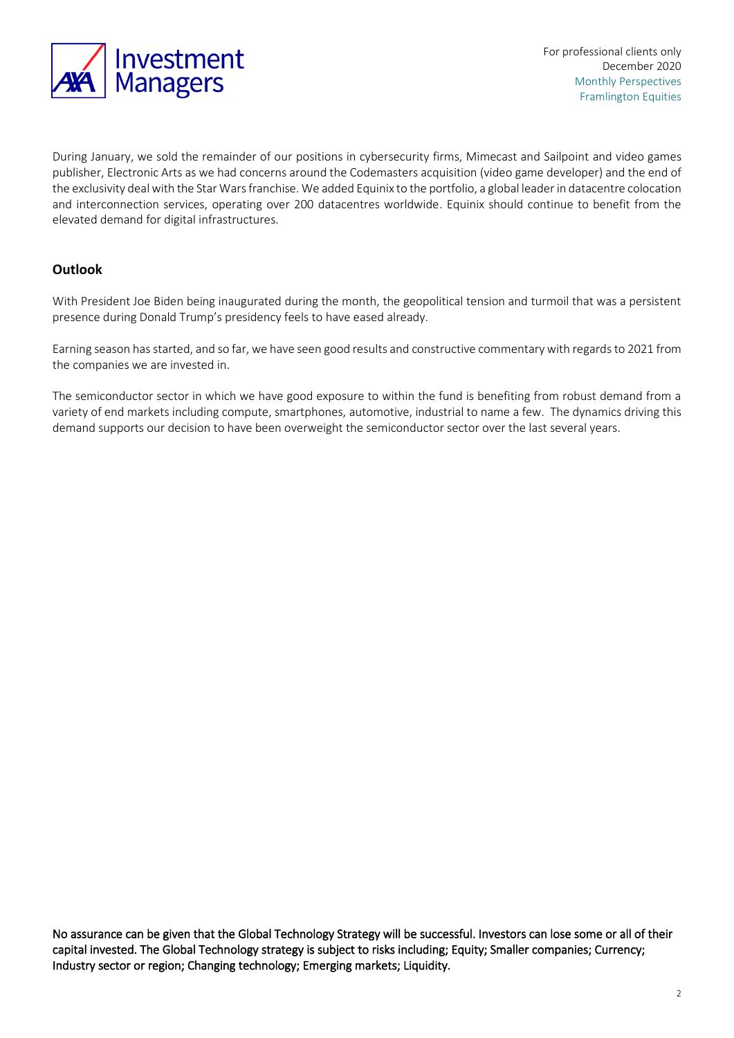During January, we sold the remainder of our positions in cybersecurity firms, Mimecast and Sailpoint and video games publisher, Electronic Arts as we had concerns around the Codemasters acquisition (video game developer) and the end of the exclusivity deal with the Star Wars franchise. We added Equinix to the portfolio, a global leader in datacentre colocation and interconnection services, operating over 200 datacentres worldwide. Equinix should continue to benefit from the elevated demand for digital infrastructures.

## Outlook

With President Joe Biden being inaugurated during the month, the geopolitical tension and turmoil that was a persistent presence during Donald Trump's presidency feels to have eased already.

Earning season has started, and so far, we have seen good results and constructive commentary with regards to 2021 from the companies we are invested in.

The semiconductor sector in which we have good exposure to within the fund is benefiting from robust demand from a variety of end markets including compute, smartphones, automotive, industrial to name a few. The dynamics driving this demand supports our decision to have been overweight the semiconductor sector over the last several years.

No assurance can be given that the Global Technology Strategy will be successful. Investors can lose some or all of their capital invested. The Global Technology strategy is subject to risks including; Equity; Smaller companies; Currency; Industry sector or region; Changing technology; Emerging markets; Liquidity.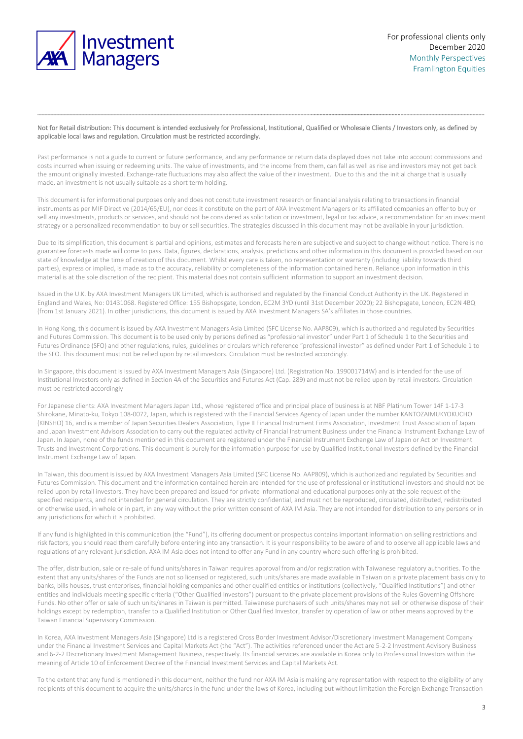Not for Retail distribution: This document is intended exclusively for Professional, Institutional, Qualified or Wholesale Clients / Investors only, as defined by applicable local laws and regulation. Circulation must be restricted accordingly.

Past performance is not a guide to current or future performance, and any performance or return data displayed does not take into account commissions and costs incurred when issuing or redeeming units. The value of investments, and the income from them, can fall as well as rise and investors may not get back the amount originally invested. Exchange-rate fluctuations may also affect the value of their investment. Due to this and the initial charge that is usually made, an investment is not usually suitable as a short term holding.

This document is for informational purposes only and does not constitute investment research or financial analysis relating to transactions in financial instruments as per MIF Directive (2014/65/EU), nor does it constitute on the part of AXA Investment Managers or its affiliated companies an offer to buy or sell any investments, products or services, and should not be considered as solicitation or investment, legal or tax advice, a recommendation for an investment strategy or a personalized recommendation to buy or sell securities. The strategies discussed in this document may not be available in your jurisdiction.

Due to its simplification, this document is partial and opinions, estimates and forecasts herein are subjective and subject to change without notice. There is no guarantee forecasts made will come to pass. Data, figures, declarations, analysis, predictions and other information in this document is provided based on our state of knowledge at the time of creation of this document. Whilst every care is taken, no representation or warranty (including liability towards third parties), express or implied, is made as to the accuracy, reliability or completeness of the information contained herein. Reliance upon information in this material is at the sole discretion of the recipient. This material does not contain sufficient information to support an investment decision.

Issued in the U.K. by AXA Investment Managers UK Limited, which is authorised and regulated by the Financial Conduct Authority in the UK. Registered in England and Wales, No: 01431068. Registered Office: 155 Bishopsgate, London, EC2M 3YD (until 31st December 2020); 22 Bishopsgate, London, EC2N 4BQ (from 1st January 2021). In other jurisdictions, this document is issued by AXA Investment Managers SA's affiliates in those countries.

In Hong Kong, this document is issued by AXA Investment Managers Asia Limited (SFC License No. AAP809), which is authorized and regulated by Securities and Futures Commission. This document is to be used only by persons defined as "professional investor" under Part 1 of Schedule 1 to the Securities and Futures Ordinance (SFO) and other regulations, rules, guidelines or circulars which reference "professional investor" as defined under Part 1 of Schedule 1 to the SFO. This document must not be relied upon by retail investors. Circulation must be restricted accordingly.

In Singapore, this document is issued by AXA Investment Managers Asia (Singapore) Ltd. (Registration No. 199001714W) and is intended for the use of Institutional Investors only as defined in Section 4A of the Securities and Futures Act (Cap. 289) and must not be relied upon by retail investors. Circulation must be restricted accordingly

For Japanese clients: AXA Investment Managers Japan Ltd., whose registered office and principal place of business is at NBF Platinum Tower 14F 1-17-3 Shirokane, Minato-ku, Tokyo 108-0072, Japan, which is registered with the Financial Services Agency of Japan under the number KANTOZAIMUKYOKUCHO (KINSHO) 16, and is a member of Japan Securities Dealers Association, Type II Financial Instrument Firms Association, Investment Trust Association of Japan and Japan Investment Advisors Association to carry out the regulated activity of Financial Instrument Business under the Financial Instrument Exchange Law of Japan. In Japan, none of the funds mentioned in this document are registered under the Financial Instrument Exchange Law of Japan or Act on Investment Trusts and Investment Corporations. This document is purely for the information purpose for use by Qualified Institutional Investors defined by the Financial Instrument Exchange Law of Japan.

In Taiwan, this document is issued by AXA Investment Managers Asia Limited (SFC License No. AAP809), which is authorized and regulated by Securities and Futures Commission. This document and the information contained herein are intended for the use of professional or institutional investors and should not be relied upon by retail investors. They have been prepared and issued for private informational and educational purposes only at the sole request of the specified recipients, and not intended for general circulation. They are strictly confidential, and must not be reproduced, circulated, distributed, redistributed or otherwise used, in whole or in part, in any way without the prior written consent of AXA IM Asia. They are not intended for distribution to any persons or in any jurisdictions for which it is prohibited.

If any fund is highlighted in this communication (the "Fund"), its offering document or prospectus contains important information on selling restrictions and risk factors, you should read them carefully before entering into any transaction. It is your responsibility to be aware of and to observe all applicable laws and regulations of any relevant jurisdiction. AXA IM Asia does not intend to offer any Fund in any country where such offering is prohibited.

The offer, distribution, sale or re-sale of fund units/shares in Taiwan requires approval from and/or registration with Taiwanese regulatory authorities. To the extent that any units/shares of the Funds are not so licensed or registered, such units/shares are made available in Taiwan on a private placement basis only to banks, bills houses, trust enterprises, financial holding companies and other qualified entities or institutions (collectively, "Qualified Institutions") and other entities and individuals meeting specific criteria ("Other Qualified Investors") pursuant to the private placement provisions of the Rules Governing Offshore Funds. No other offer or sale of such units/shares in Taiwan is permitted. Taiwanese purchasers of such units/shares may not sell or otherwise dispose of their holdings except by redemption, transfer to a Qualified Institution or Other Qualified Investor, transfer by operation of law or other means approved by the Taiwan Financial Supervisory Commission.

In Korea, AXA Investment Managers Asia (Singapore) Ltd is a registered Cross Border Investment Advisor/Discretionary Investment Management Company under the Financial Investment Services and Capital Markets Act (the "Act"). The activities referenced under the Act are 5-2-2 Investment Advisory Business and 6-2-2 Discretionary Investment Management Business, respectively. Its financial services are available in Korea only to Professional Investors within the meaning of Article 10 of Enforcement Decree of the Financial Investment Services and Capital Markets Act.

To the extent that any fund is mentioned in this document, neither the fund nor AXA IM Asia is making any representation with respect to the eligibility of any recipients of this document to acquire the units/shares in the fund under the laws of Korea, including but without limitation the Foreign Exchange Transaction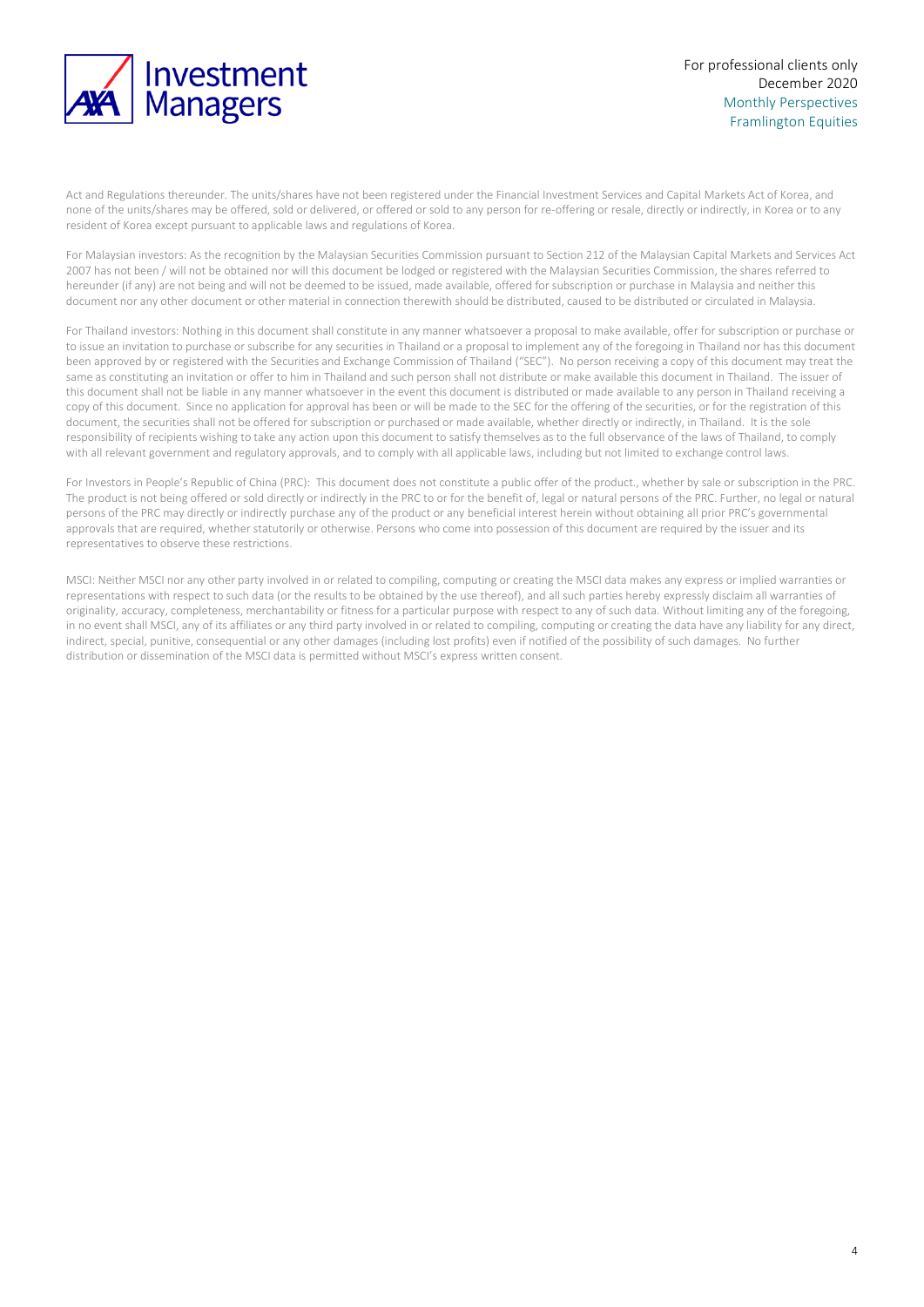Act and Regulations thereunder. The units/shares have not been registered under the Financial Investment Services and Capital Markets Act of Korea, and none of the units/shares may be offered, sold or delivered, or offered or sold to any person for re-offering or resale, directly or indirectly, in Korea or to any resident of Korea except pursuant to applicable laws and regulations of Korea.

For Malaysian investors: As the recognition by the Malaysian Securities Commission pursuant to Section 212 of the Malaysian Capital Markets and Services Act 2007 has not been / will not be obtained nor will this document be lodged or registered with the Malaysian Securities Commission, the shares referred to hereunder (if any) are not being and will not be deemed to be issued, made available, offered for subscription or purchase in Malaysia and neither this document nor any other document or other material in connection therewith should be distributed, caused to be distributed or circulated in Malaysia.

For Thailand investors: Nothing in this document shall constitute in any manner whatsoever a proposal to make available, offer for subscription or purchase or to issue an invitation to purchase or subscribe for any securities in Thailand or a proposal to implement any of the foregoing in Thailand nor has this document been approved by or registered with the Securities and Exchange Commission of Thailand ("SEC"). No person receiving a copy of this document may treat the same as constituting an invitation or offer to him in Thailand and such person shall not distribute or make available this document in Thailand. The issuer of this document shall not be liable in any manner whatsoever in the event this document is distributed or made available to any person in Thailand receiving a copy of this document. Since no application for approval has been or will be made to the SEC for the offering of the securities, or for the registration of this document, the securities shall not be offered for subscription or purchased or made available, whether directly or indirectly, in Thailand. It is the sole responsibility of recipients wishing to take any action upon this document to satisfy themselves as to the full observance of the laws of Thailand, to comply with all relevant government and regulatory approvals, and to comply with all applicable laws, including but not limited to exchange control laws.

For Investors in People's Republic of China (PRC): This document does not constitute a public offer of the product., whether by sale or subscription in the PRC. The product is not being offered or sold directly or indirectly in the PRC to or for the benefit of, legal or natural persons of the PRC. Further, no legal or natural persons of the PRC may directly or indirectly purchase any of the product or any beneficial interest herein without obtaining all prior PRC's governmental approvals that are required, whether statutorily or otherwise. Persons who come into possession of this document are required by the issuer and its representatives to observe these restrictions.

MSCI: Neither MSCI nor any other party involved in or related to compiling, computing or creating the MSCI data makes any express or implied warranties or representations with respect to such data (or the results to be obtained by the use thereof), and all such parties hereby expressly disclaim all warranties of originality, accuracy, completeness, merchantability or fitness for a particular purpose with respect to any of such data. Without limiting any of the foregoing, in no event shall MSCI, any of its affiliates or any third party involved in or related to compiling, computing or creating the data have any liability for any direct, indirect, special, punitive, consequential or any other damages (including lost profits) even if notified of the possibility of such damages. No further distribution or dissemination of the MSCI data is permitted without MSCI's express written consent.